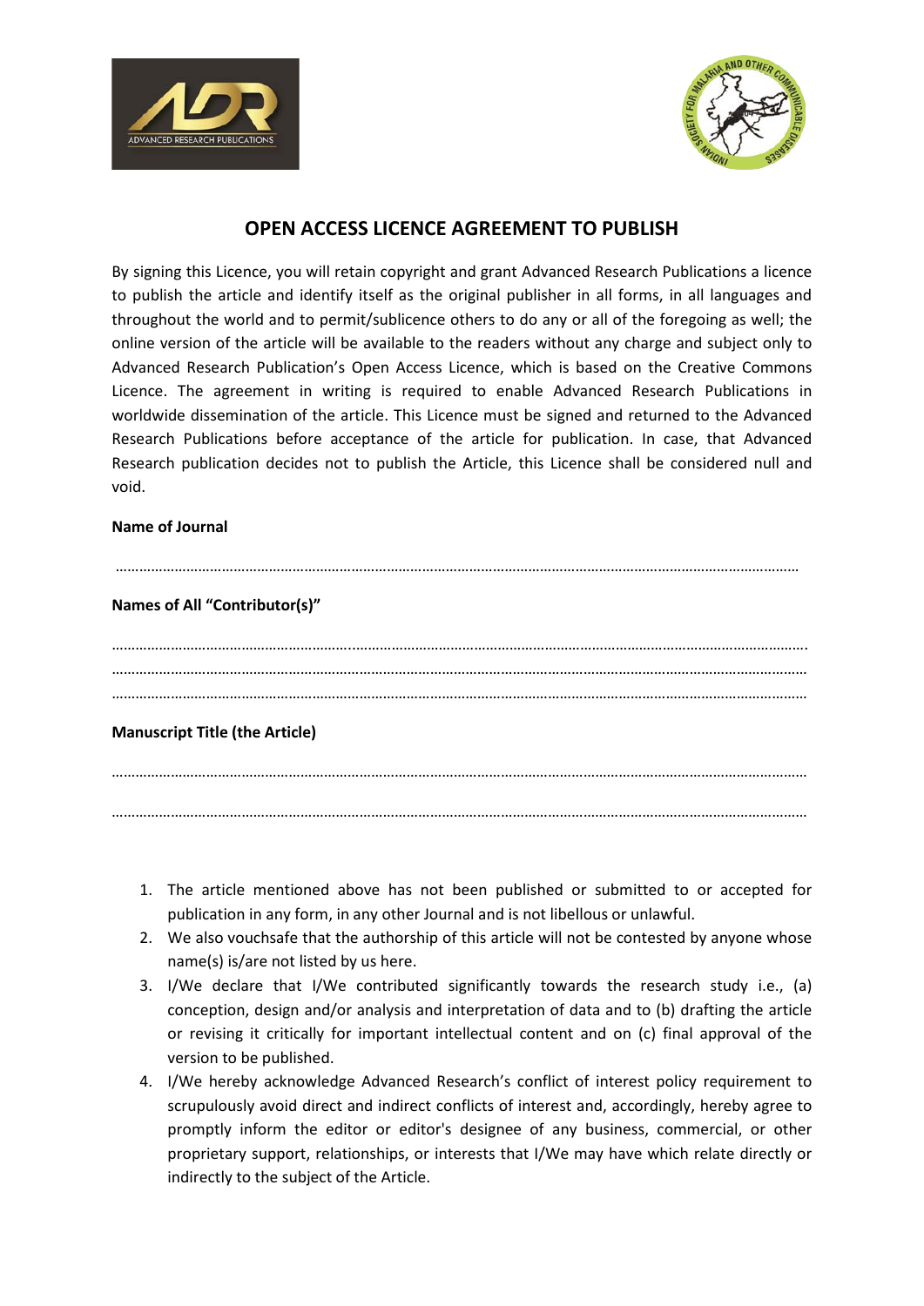# OPEN ACCESS LICENCE AGREEMENT TO PUBLISH

By signing this Licence, you will retain copyright and grant Advanced Research Publications a licence to publish the article and identify itself as the original publisher in all forms, in all languages and throughout the world and to permit/sublicence others to do any or all of the foregoing as well; the online version of the article will be available to the readers without any charge and subject only to Advanced Research Publication's Open Access Licence, which is based on the Creative Commons Licence. The agreement in writing is required to enable Advanced Research Publications in worldwide dissemination of the article. This Licence must be signed and returned to the Advanced Research Publications before acceptance of the article for publication. In case, that Advanced Research publication decides not to publish the Article, this Licence shall be considered null and void.

**Name of Journal**

……………………………………………………………………………………………………………………………………………………

**Names of All "Contributor(s)"**

……………………………………………………………………………………………………………………………………………………

……………………………………………………………………………………………………………………………………………………

……………………………………………………………………………………………………………………………………………………

**Manuscript Title (the Article)**

……………………………………………………………………………………………………………………………………………………

……………………………………………………………………………………………………………………………………………………

1. The article mentioned above has not been published or submitted to or accepted for publication in any form, in any other Journal and is not libellous or unlawful.
2. We also vouchsafe that the authorship of this article will not be contested by anyone whose name(s) is/are not listed by us here.
3. I/We declare that I/We contributed significantly towards the research study i.e., (a) conception, design and/or analysis and interpretation of data and to (b) drafting the article or revising it critically for important intellectual content and on (c) final approval of the version to be published.
4. I/We hereby acknowledge Advanced Research's conflict of interest policy requirement to scrupulously avoid direct and indirect conflicts of interest and, accordingly, hereby agree to promptly inform the editor or editor's designee of any business, commercial, or other proprietary support, relationships, or interests that I/We may have which relate directly or indirectly to the subject of the Article.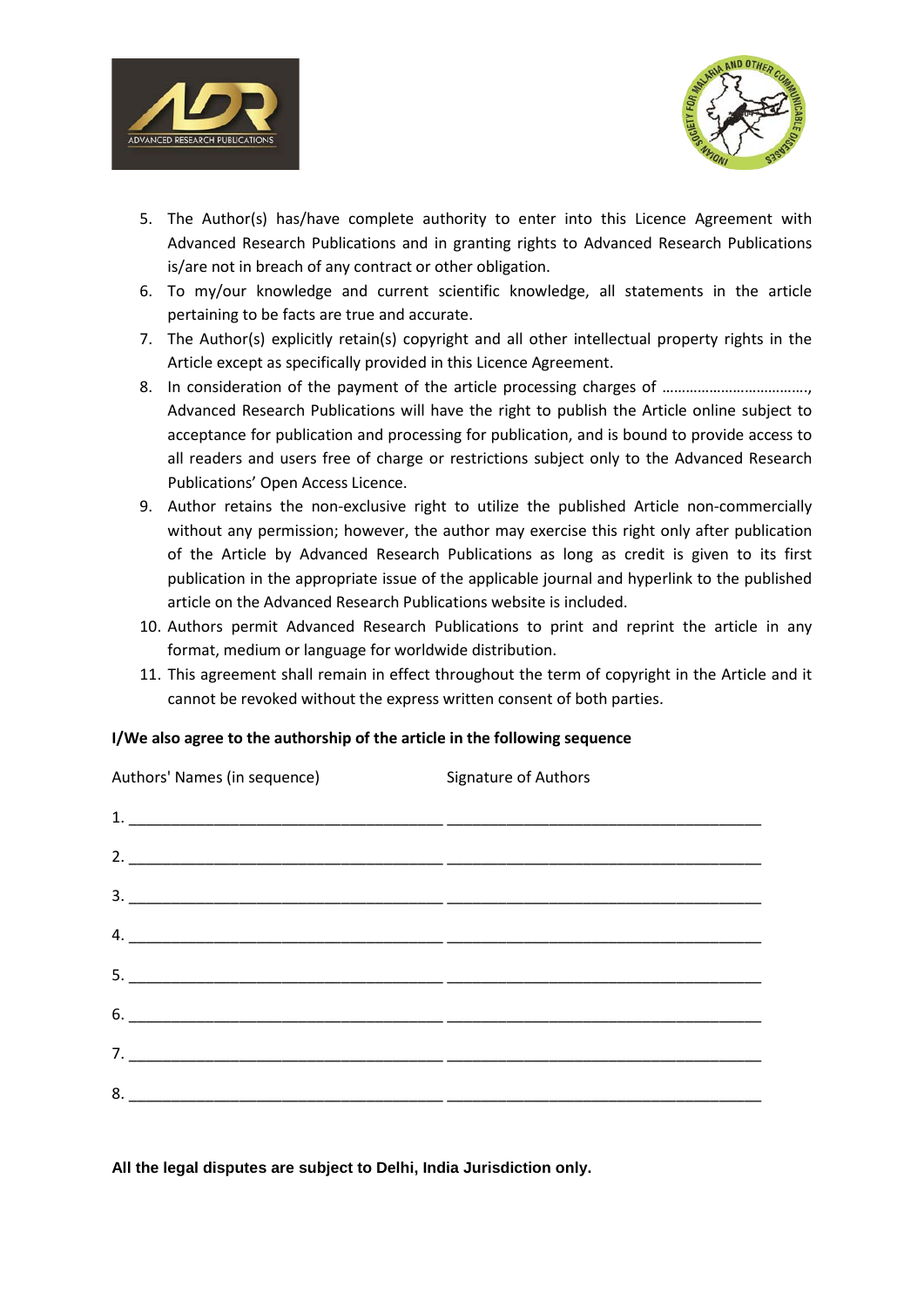5. The Author(s) has/have complete authority to enter into this Licence Agreement with Advanced Research Publications and in granting rights to Advanced Research Publications is/are not in breach of any contract or other obligation.
6. To my/our knowledge and current scientific knowledge, all statements in the article pertaining to be facts are true and accurate.
7. The Author(s) explicitly retain(s) copyright and all other intellectual property rights in the Article except as specifically provided in this Licence Agreement.
8. In consideration of the payment of the article processing charges of ……………………………., Advanced Research Publications will have the right to publish the Article online subject to acceptance for publication and processing for publication, and is bound to provide access to all readers and users free of charge or restrictions subject only to the Advanced Research Publications' Open Access Licence.
9. Author retains the non-exclusive right to utilize the published Article non-commercially without any permission; however, the author may exercise this right only after publication of the Article by Advanced Research Publications as long as credit is given to its first publication in the appropriate issue of the applicable journal and hyperlink to the published article on the Advanced Research Publications website is included.
10. Authors permit Advanced Research Publications to print and reprint the article in any format, medium or language for worldwide distribution.
11. This agreement shall remain in effect throughout the term of copyright in the Article and it cannot be revoked without the express written consent of both parties.

**I/We also agree to the authorship of the article in the following sequence**

| Authors' Names (in sequence) | Signature of Authors |
|---|---|
| 1. ______________________ | ______________________ |
| 2. ______________________ | ______________________ |
| 3. ______________________ | ______________________ |
| 4. ______________________ | ______________________ |
| 5. ______________________ | ______________________ |
| 6. ______________________ | ______________________ |
| 7. ______________________ | ______________________ |
| 8. ______________________ | ______________________ |

**All the legal disputes are subject to Delhi, India Jurisdiction only.**